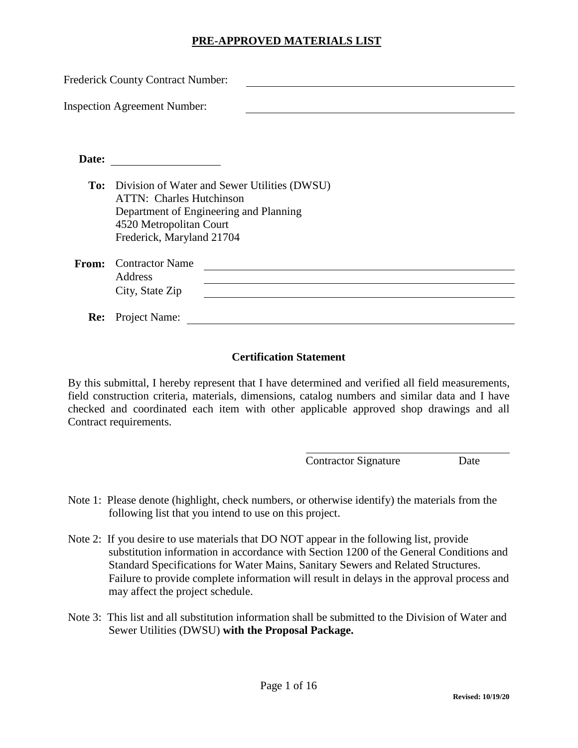# PRE-APPROVED MATERIALS LIST

Frederick County Contract Number: ______________________________

Inspection Agreement Number: ______________________________

**Date:** ____________________

**To:** Division of Water and Sewer Utilities (DWSU)
ATTN: Charles Hutchinson
Department of Engineering and Planning
4520 Metropolitan Court
Frederick, Maryland 21704

**From:** Contractor Name ______________________________
Address ______________________________
City, State Zip ______________________________

**Re:** Project Name: ______________________________

## Certification Statement

By this submittal, I hereby represent that I have determined and verified all field measurements, field construction criteria, materials, dimensions, catalog numbers and similar data and I have checked and coordinated each item with other applicable approved shop drawings and all Contract requirements.

______________________________
Contractor Signature Date

Note 1: Please denote (highlight, check numbers, or otherwise identify) the materials from the following list that you intend to use on this project.

Note 2: If you desire to use materials that DO NOT appear in the following list, provide substitution information in accordance with Section 1200 of the General Conditions and Standard Specifications for Water Mains, Sanitary Sewers and Related Structures. Failure to provide complete information will result in delays in the approval process and may affect the project schedule.

Note 3: This list and all substitution information shall be submitted to the Division of Water and Sewer Utilities (DWSU) **with the Proposal Package.**

Revised: 10/19/20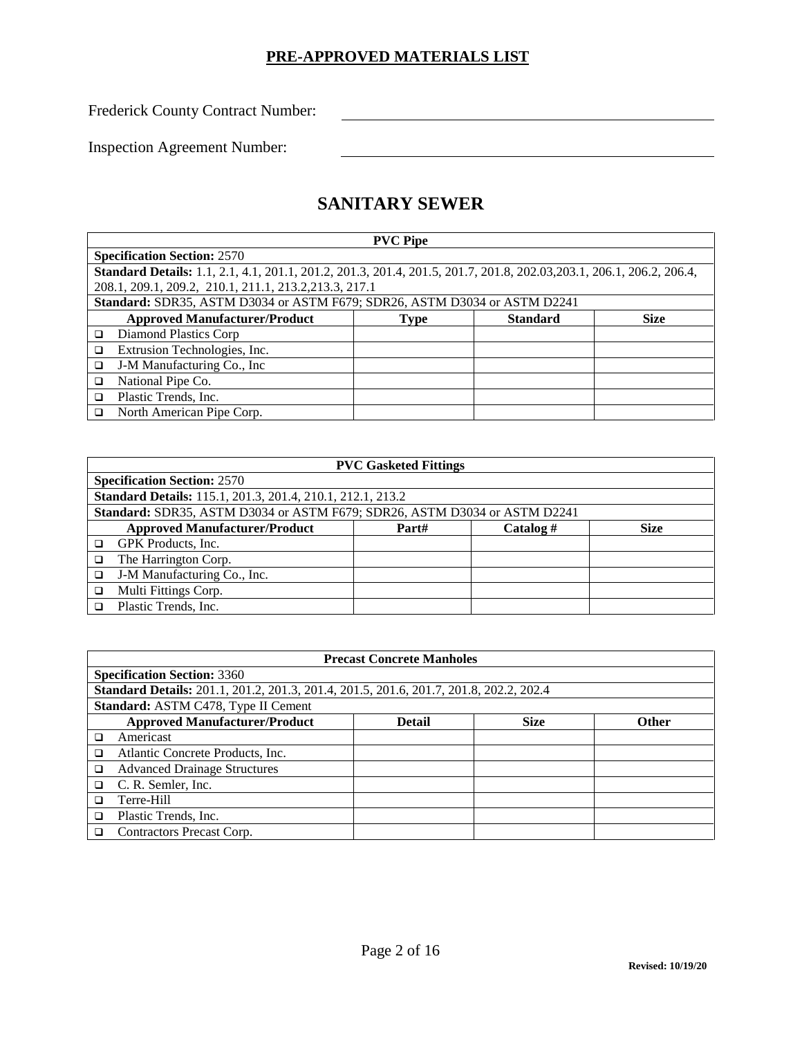## PRE-APPROVED MATERIALS LIST

Frederick County Contract Number: ______________________

Inspection Agreement Number: ______________________

# SANITARY SEWER

| PVC Pipe | | | |
|---|---|---|---|
| **Specification Section:** 2570 | | | |
| **Standard Details:** 1.1, 2.1, 4.1, 201.1, 201.2, 201.3, 201.4, 201.5, 201.7, 201.8, 202.03,203.1, 206.1, 206.2, 206.4, 208.1, 209.1, 209.2, 210.1, 211.1, 213.2,213.3, 217.1 | | | |
| **Standard:** SDR35, ASTM D3034 or ASTM F679; SDR26, ASTM D3034 or ASTM D2241 | | | |
| **Approved Manufacturer/Product** | **Type** | **Standard** | **Size** |
| ❑ Diamond Plastics Corp | | | |
| ❑ Extrusion Technologies, Inc. | | | |
| ❑ J-M Manufacturing Co., Inc | | | |
| ❑ National Pipe Co. | | | |
| ❑ Plastic Trends, Inc. | | | |
| ❑ North American Pipe Corp. | | | |

| PVC Gasketed Fittings | | | |
|---|---|---|---|
| **Specification Section:** 2570 | | | |
| **Standard Details:** 115.1, 201.3, 201.4, 210.1, 212.1, 213.2 | | | |
| **Standard:** SDR35, ASTM D3034 or ASTM F679; SDR26, ASTM D3034 or ASTM D2241 | | | |
| **Approved Manufacturer/Product** | **Part#** | **Catalog #** | **Size** |
| ❑ GPK Products, Inc. | | | |
| ❑ The Harrington Corp. | | | |
| ❑ J-M Manufacturing Co., Inc. | | | |
| ❑ Multi Fittings Corp. | | | |
| ❑ Plastic Trends, Inc. | | | |

| Precast Concrete Manholes | | | |
|---|---|---|---|
| **Specification Section:** 3360 | | | |
| **Standard Details:** 201.1, 201.2, 201.3, 201.4, 201.5, 201.6, 201.7, 201.8, 202.2, 202.4 | | | |
| **Standard:** ASTM C478, Type II Cement | | | |
| **Approved Manufacturer/Product** | **Detail** | **Size** | **Other** |
| ❑ Americast | | | |
| ❑ Atlantic Concrete Products, Inc. | | | |
| ❑ Advanced Drainage Structures | | | |
| ❑ C. R. Semler, Inc. | | | |
| ❑ Terre-Hill | | | |
| ❑ Plastic Trends, Inc. | | | |
| ❑ Contractors Precast Corp. | | | |

Revised: 10/19/20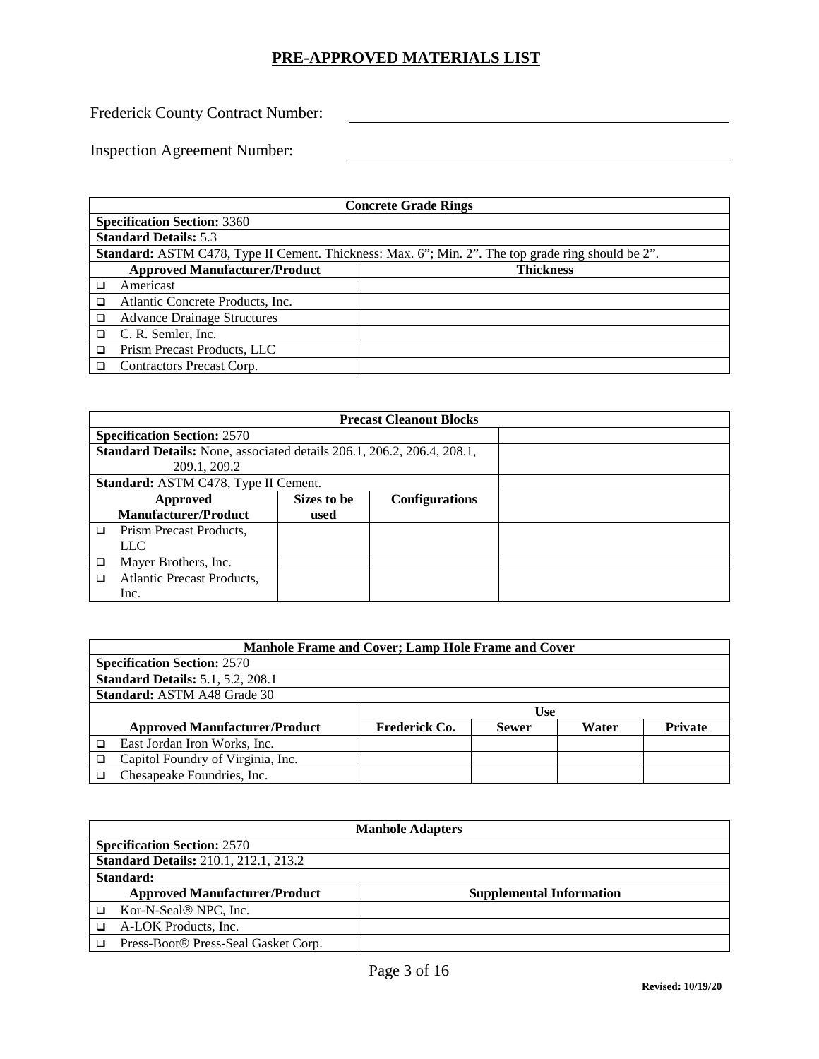## PRE-APPROVED MATERIALS LIST

Frederick County Contract Number: ______________________________

Inspection Agreement Number: ______________________________

| Concrete Grade Rings | |
|---|---|
| **Specification Section:** 3360 | |
| **Standard Details:** 5.3 | |
| **Standard:** ASTM C478, Type II Cement. Thickness: Max. 6"; Min. 2". The top grade ring should be 2". | |
| **Approved Manufacturer/Product** | **Thickness** |
| ❑ Americast | |
| ❑ Atlantic Concrete Products, Inc. | |
| ❑ Advance Drainage Structures | |
| ❑ C. R. Semler, Inc. | |
| ❑ Prism Precast Products, LLC | |
| ❑ Contractors Precast Corp. | |

| Precast Cleanout Blocks | | | |
|---|---|---|---|
| **Specification Section:** 2570 | | | |
| **Standard Details:** None, associated details 206.1, 206.2, 206.4, 208.1, 209.1, 209.2 | | | |
| **Standard:** ASTM C478, Type II Cement. | | | |
| **Approved Manufacturer/Product** | **Sizes to be used** | **Configurations** | |
| ❑ Prism Precast Products, LLC | | | |
| ❑ Mayer Brothers, Inc. | | | |
| ❑ Atlantic Precast Products, Inc. | | | |

| Manhole Frame and Cover; Lamp Hole Frame and Cover | | | | |
|---|---|---|---|---|
| **Specification Section:** 2570 | | | | |
| **Standard Details:** 5.1, 5.2, 208.1 | | | | |
| **Standard:** ASTM A48 Grade 30 | | | | |
| | **Use** | | | |
| **Approved Manufacturer/Product** | **Frederick Co.** | **Sewer** | **Water** | **Private** |
| ❑ East Jordan Iron Works, Inc. | | | | |
| ❑ Capitol Foundry of Virginia, Inc. | | | | |
| ❑ Chesapeake Foundries, Inc. | | | | |

| Manhole Adapters | |
|---|---|
| **Specification Section:** 2570 | |
| **Standard Details:** 210.1, 212.1, 213.2 | |
| **Standard:** | |
| **Approved Manufacturer/Product** | **Supplemental Information** |
| ❑ Kor-N-Seal® NPC, Inc. | |
| ❑ A-LOK Products, Inc. | |
| ❑ Press-Boot® Press-Seal Gasket Corp. | |

Revised: 10/19/20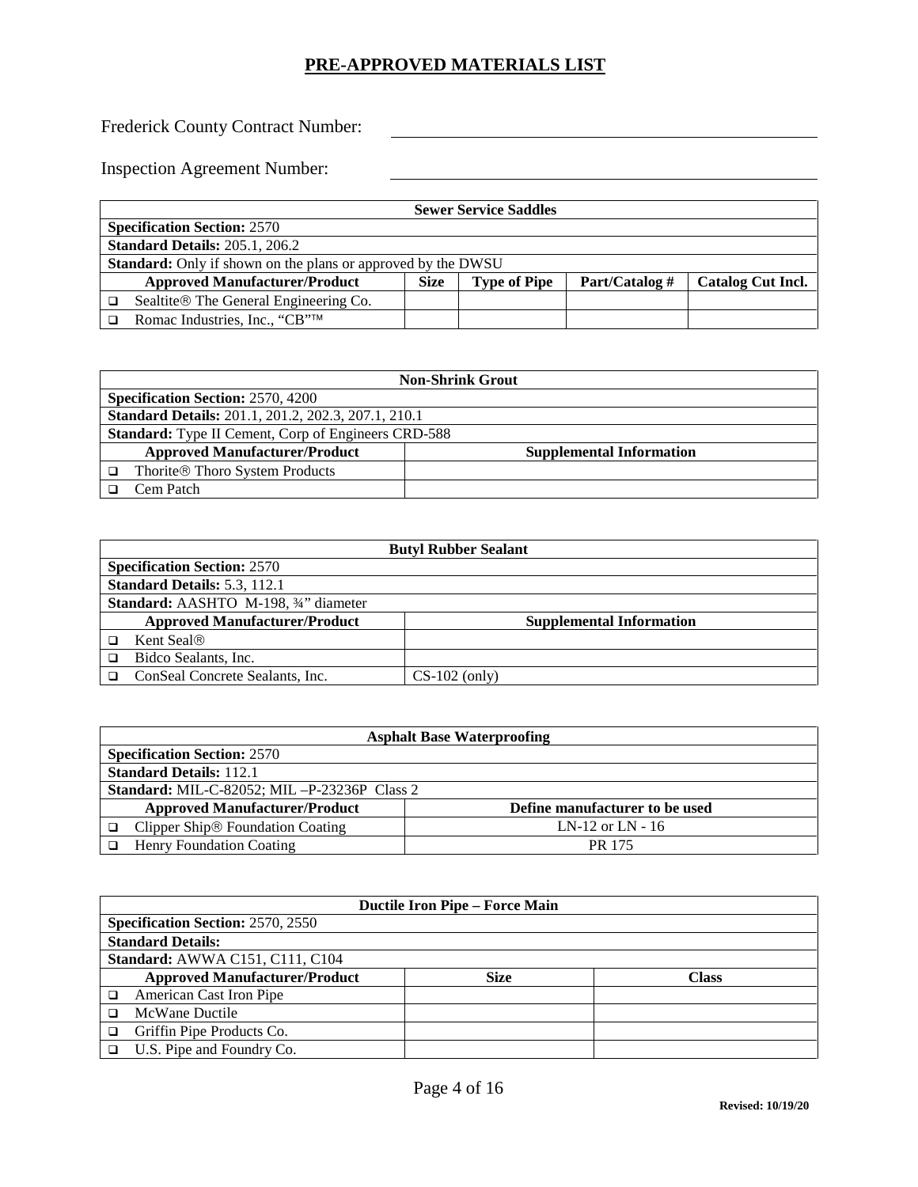## PRE-APPROVED MATERIALS LIST

Frederick County Contract Number: ______________________________

Inspection Agreement Number: ______________________________

| Sewer Service Saddles | | | | |
|---|---|---|---|---|
| **Specification Section:** 2570 | | | | |
| **Standard Details:** 205.1, 206.2 | | | | |
| **Standard:** Only if shown on the plans or approved by the DWSU | | | | |
| **Approved Manufacturer/Product** | **Size** | **Type of Pipe** | **Part/Catalog #** | **Catalog Cut Incl.** |
| ❑ Sealtite® The General Engineering Co. | | | | |
| ❑ Romac Industries, Inc., "CB"™ | | | | |

| Non-Shrink Grout | |
|---|---|
| **Specification Section:** 2570, 4200 | |
| **Standard Details:** 201.1, 201.2, 202.3, 207.1, 210.1 | |
| **Standard:** Type II Cement, Corp of Engineers CRD-588 | |
| **Approved Manufacturer/Product** | **Supplemental Information** |
| ❑ Thorite® Thoro System Products | |
| ❑ Cem Patch | |

| Butyl Rubber Sealant | |
|---|---|
| **Specification Section:** 2570 | |
| **Standard Details:** 5.3, 112.1 | |
| **Standard:** AASHTO M-198, ¾" diameter | |
| **Approved Manufacturer/Product** | **Supplemental Information** |
| ❑ Kent Seal® | |
| ❑ Bidco Sealants, Inc. | |
| ❑ ConSeal Concrete Sealants, Inc. | CS-102 (only) |

| Asphalt Base Waterproofing | |
|---|---|
| **Specification Section:** 2570 | |
| **Standard Details:** 112.1 | |
| **Standard:** MIL-C-82052; MIL –P-23236P Class 2 | |
| **Approved Manufacturer/Product** | **Define manufacturer to be used** |
| ❑ Clipper Ship® Foundation Coating | LN-12 or LN - 16 |
| ❑ Henry Foundation Coating | PR 175 |

| Ductile Iron Pipe – Force Main | | |
|---|---|---|
| **Specification Section:** 2570, 2550 | | |
| **Standard Details:** | | |
| **Standard:** AWWA C151, C111, C104 | | |
| **Approved Manufacturer/Product** | **Size** | **Class** |
| ❑ American Cast Iron Pipe | | |
| ❑ McWane Ductile | | |
| ❑ Griffin Pipe Products Co. | | |
| ❑ U.S. Pipe and Foundry Co. | | |

**Revised: 10/19/20**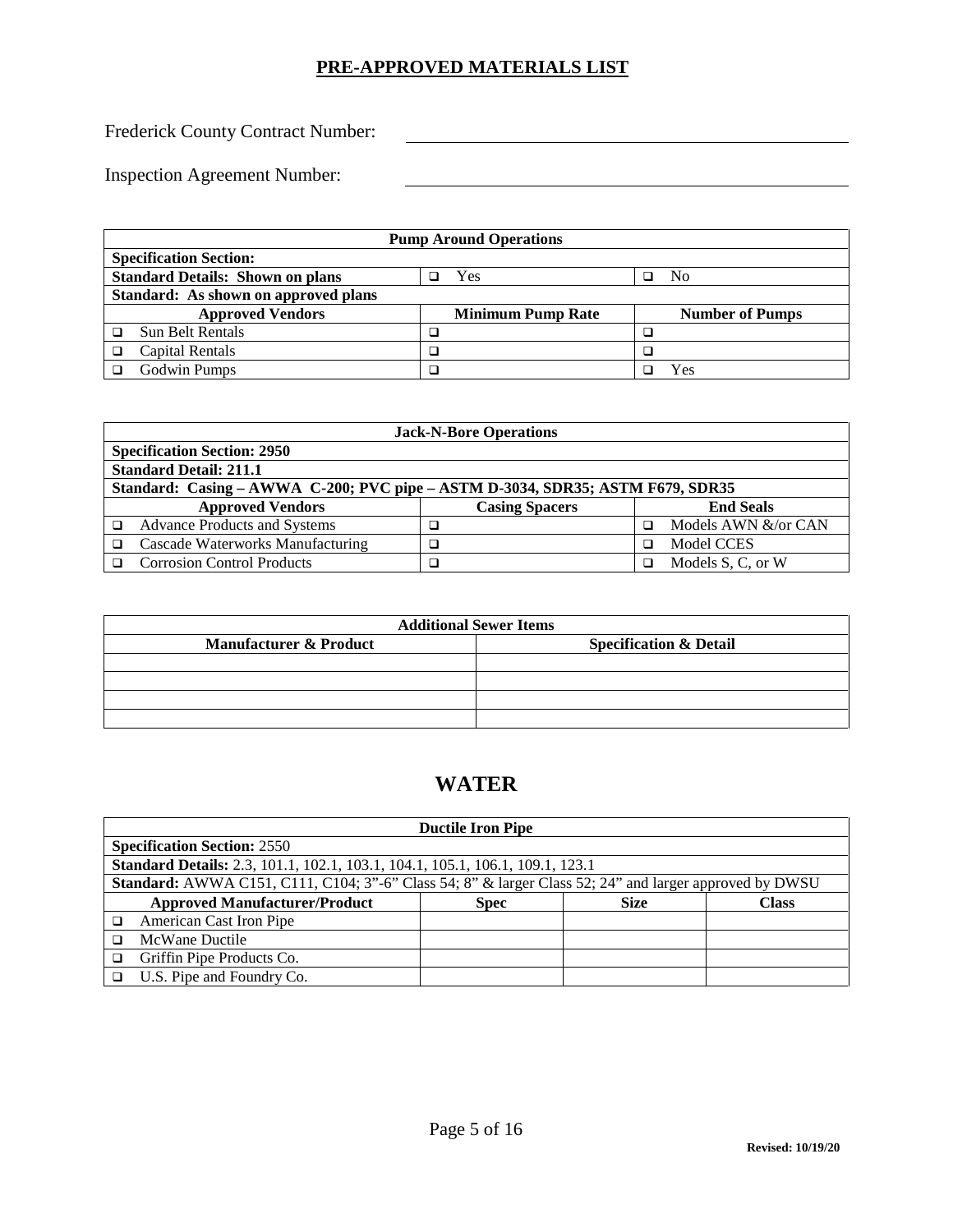# PRE-APPROVED MATERIALS LIST

Frederick County Contract Number: \_\_\_\_\_\_\_\_\_\_\_\_\_\_\_\_\_\_\_\_\_\_\_\_\_\_\_\_\_\_

Inspection Agreement Number: \_\_\_\_\_\_\_\_\_\_\_\_\_\_\_\_\_\_\_\_\_\_\_\_\_\_\_\_\_\_

| **Pump Around Operations** | | |
|---|---|---|
| **Specification Section:** | | |
| **Standard Details: Shown on plans** | ❑ Yes | ❑ No |
| **Standard: As shown on approved plans** | | |
| **Approved Vendors** | **Minimum Pump Rate** | **Number of Pumps** |
| ❑ Sun Belt Rentals | ❑ | ❑ |
| ❑ Capital Rentals | ❑ | ❑ |
| ❑ Godwin Pumps | ❑ | ❑ Yes |

| **Jack-N-Bore Operations** | | |
|---|---|---|
| **Specification Section: 2950** | | |
| **Standard Detail: 211.1** | | |
| **Standard: Casing – AWWA C-200; PVC pipe – ASTM D-3034, SDR35; ASTM F679, SDR35** | | |
| **Approved Vendors** | **Casing Spacers** | **End Seals** |
| ❑ Advance Products and Systems | ❑ | ❑ Models AWN &/or CAN |
| ❑ Cascade Waterworks Manufacturing | ❑ | ❑ Model CCES |
| ❑ Corrosion Control Products | ❑ | ❑ Models S, C, or W |

| **Additional Sewer Items** | |
|---|---|
| **Manufacturer & Product** | **Specification & Detail** |
| | |
| | |
| | |
| | |

# WATER

| **Ductile Iron Pipe** | | | |
|---|---|---|---|
| **Specification Section:** 2550 | | | |
| **Standard Details:** 2.3, 101.1, 102.1, 103.1, 104.1, 105.1, 106.1, 109.1, 123.1 | | | |
| **Standard:** AWWA C151, C111, C104; 3"-6" Class 54; 8" & larger Class 52; 24" and larger approved by DWSU | | | |
| **Approved Manufacturer/Product** | **Spec** | **Size** | **Class** |
| ❑ American Cast Iron Pipe | | | |
| ❑ McWane Ductile | | | |
| ❑ Griffin Pipe Products Co. | | | |
| ❑ U.S. Pipe and Foundry Co. | | | |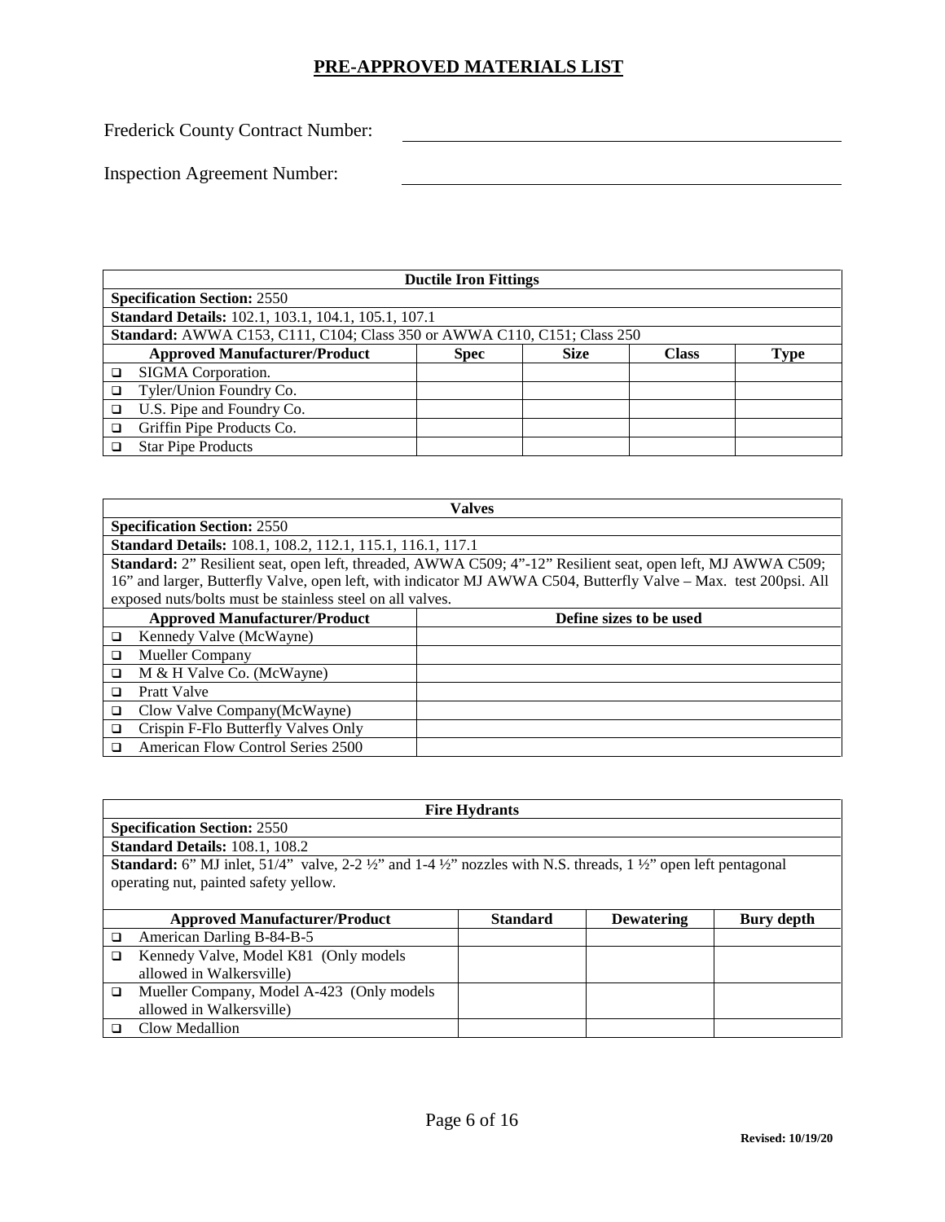## PRE-APPROVED MATERIALS LIST

Frederick County Contract Number: ____________________

Inspection Agreement Number: ____________________

| Ductile Iron Fittings | | | | |
|---|---|---|---|---|
| **Specification Section:** 2550 | | | | |
| **Standard Details:** 102.1, 103.1, 104.1, 105.1, 107.1 | | | | |
| **Standard:** AWWA C153, C111, C104; Class 350 or AWWA C110, C151; Class 250 | | | | |
| **Approved Manufacturer/Product** | **Spec** | **Size** | **Class** | **Type** |
| ❑ SIGMA Corporation. | | | | |
| ❑ Tyler/Union Foundry Co. | | | | |
| ❑ U.S. Pipe and Foundry Co. | | | | |
| ❑ Griffin Pipe Products Co. | | | | |
| ❑ Star Pipe Products | | | | |

| Valves | |
|---|---|
| **Specification Section:** 2550 | |
| **Standard Details:** 108.1, 108.2, 112.1, 115.1, 116.1, 117.1 | |
| **Standard:** 2" Resilient seat, open left, threaded, AWWA C509; 4"-12" Resilient seat, open left, MJ AWWA C509; 16" and larger, Butterfly Valve, open left, with indicator MJ AWWA C504, Butterfly Valve – Max. test 200psi. All exposed nuts/bolts must be stainless steel on all valves. | |
| **Approved Manufacturer/Product** | **Define sizes to be used** |
| ❑ Kennedy Valve (McWayne) | |
| ❑ Mueller Company | |
| ❑ M & H Valve Co. (McWayne) | |
| ❑ Pratt Valve | |
| ❑ Clow Valve Company(McWayne) | |
| ❑ Crispin F-Flo Butterfly Valves Only | |
| ❑ American Flow Control Series 2500 | |

| Fire Hydrants | | | |
|---|---|---|---|
| **Specification Section:** 2550 | | | |
| **Standard Details:** 108.1, 108.2 | | | |
| **Standard:** 6" MJ inlet, 51/4" valve, 2-2 ½" and 1-4 ½" nozzles with N.S. threads, 1 ½" open left pentagonal operating nut, painted safety yellow. | | | |
| **Approved Manufacturer/Product** | **Standard** | **Dewatering** | **Bury depth** |
| ❑ American Darling B-84-B-5 | | | |
| ❑ Kennedy Valve, Model K81 (Only models allowed in Walkersville) | | | |
| ❑ Mueller Company, Model A-423 (Only models allowed in Walkersville) | | | |
| ❑ Clow Medallion | | | |

**Revised: 10/19/20**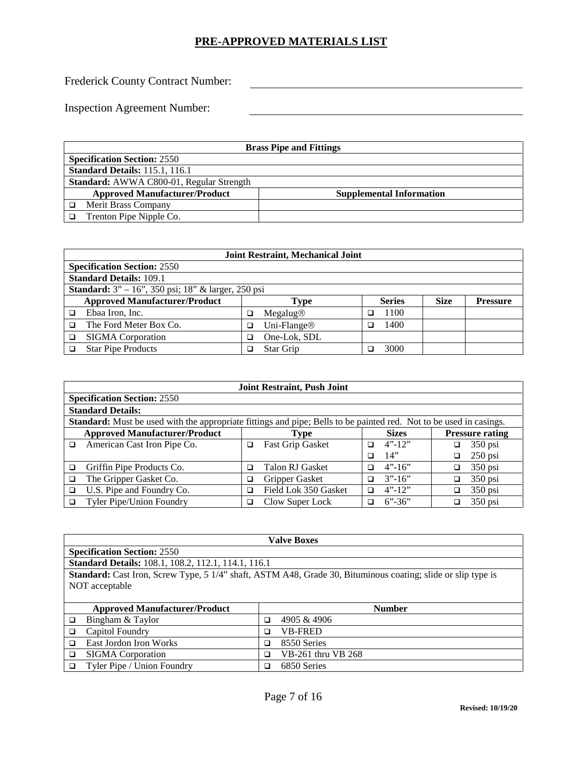## PRE-APPROVED MATERIALS LIST

Frederick County Contract Number: \_\_\_\_\_\_\_\_\_\_\_\_\_\_\_\_\_\_\_\_

Inspection Agreement Number: \_\_\_\_\_\_\_\_\_\_\_\_\_\_\_\_\_\_\_\_

| Brass Pipe and Fittings | |
|---|---|
| **Specification Section:** 2550 | |
| **Standard Details:** 115.1, 116.1 | |
| **Standard:** AWWA C800-01, Regular Strength | |
| **Approved Manufacturer/Product** | **Supplemental Information** |
| ☐ Merit Brass Company | |
| ☐ Trenton Pipe Nipple Co. | |

| Joint Restraint, Mechanical Joint | | | | |
|---|---|---|---|---|
| **Specification Section:** 2550 | | | | |
| **Standard Details:** 109.1 | | | | |
| **Standard:** 3” – 16”, 350 psi; 18” & larger, 250 psi | | | | |
| **Approved Manufacturer/Product** | **Type** | **Series** | **Size** | **Pressure** |
| ☐ Ebaa Iron, Inc. | ☐ Megalug® | ☐ 1100 | | |
| ☐ The Ford Meter Box Co. | ☐ Uni-Flange® | ☐ 1400 | | |
| ☐ SIGMA Corporation | ☐ One-Lok, SDL | | | |
| ☐ Star Pipe Products | ☐ Star Grip | ☐ 3000 | | |

| Joint Restraint, Push Joint | | | |
|---|---|---|---|
| **Specification Section:** 2550 | | | |
| **Standard Details:** | | | |
| **Standard:** Must be used with the appropriate fittings and pipe; Bells to be painted red. Not to be used in casings. | | | |
| **Approved Manufacturer/Product** | **Type** | **Sizes** | **Pressure rating** |
| ☐ American Cast Iron Pipe Co. | ☐ Fast Grip Gasket | ☐ 4”-12” | ☐ 350 psi |
| | | ☐ 14” | ☐ 250 psi |
| ☐ Griffin Pipe Products Co. | ☐ Talon RJ Gasket | ☐ 4”-16” | ☐ 350 psi |
| ☐ The Gripper Gasket Co. | ☐ Gripper Gasket | ☐ 3”-16” | ☐ 350 psi |
| ☐ U.S. Pipe and Foundry Co. | ☐ Field Lok 350 Gasket | ☐ 4”-12” | ☐ 350 psi |
| ☐ Tyler Pipe/Union Foundry | ☐ Clow Super Lock | ☐ 6”-36” | ☐ 350 psi |

| Valve Boxes | |
|---|---|
| **Specification Section:** 2550 | |
| **Standard Details:** 108.1, 108.2, 112.1, 114.1, 116.1 | |
| **Standard:** Cast Iron, Screw Type, 5 1/4” shaft, ASTM A48, Grade 30, Bituminous coating; slide or slip type is NOT acceptable | |
| **Approved Manufacturer/Product** | **Number** |
| ☐ Bingham & Taylor | ☐ 4905 & 4906 |
| ☐ Capitol Foundry | ☐ VB-FRED |
| ☐ East Jordon Iron Works | ☐ 8550 Series |
| ☐ SIGMA Corporation | ☐ VB-261 thru VB 268 |
| ☐ Tyler Pipe / Union Foundry | ☐ 6850 Series |

**Revised: 10/19/20**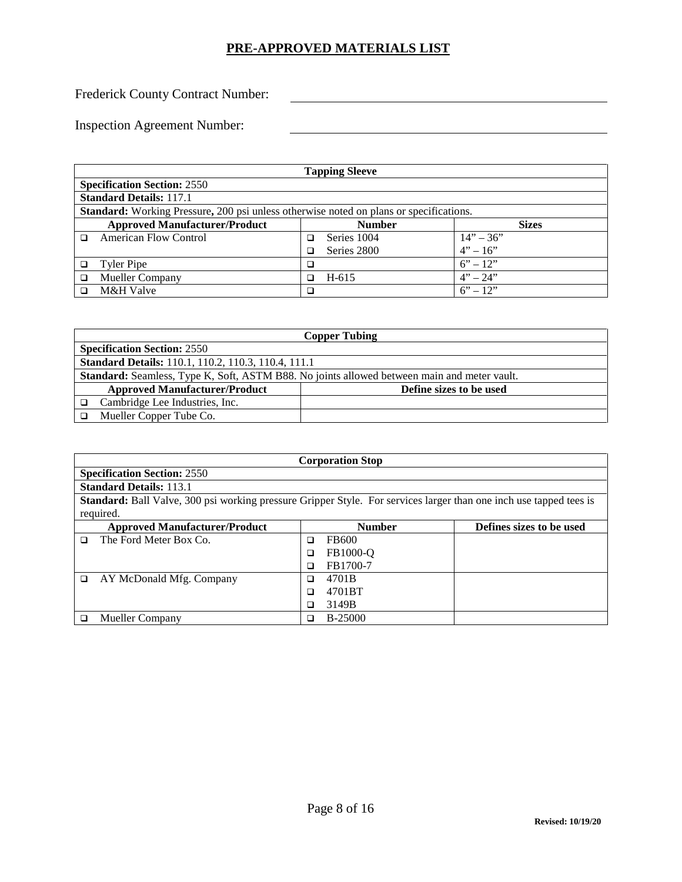# PRE-APPROVED MATERIALS LIST

Frederick County Contract Number: ______________________________

Inspection Agreement Number: ______________________________

| Tapping Sleeve | | |
|---|---|---|
| **Specification Section:** 2550 | | |
| **Standard Details:** 117.1 | | |
| **Standard:** Working Pressure**,** 200 psi unless otherwise noted on plans or specifications. | | |
| **Approved Manufacturer/Product** | **Number** | **Sizes** |
| ❑ American Flow Control | ❑ Series 1004 | 14" – 36" |
| | ❑ Series 2800 | 4" – 16" |
| ❑ Tyler Pipe | ❑ | 6" – 12" |
| ❑ Mueller Company | ❑ H-615 | 4" – 24" |
| ❑ M&H Valve | ❑ | 6" – 12" |

| Copper Tubing | |
|---|---|
| **Specification Section:** 2550 | |
| **Standard Details:** 110.1, 110.2, 110.3, 110.4, 111.1 | |
| **Standard:** Seamless, Type K, Soft, ASTM B88. No joints allowed between main and meter vault. | |
| **Approved Manufacturer/Product** | **Define sizes to be used** |
| ❑ Cambridge Lee Industries, Inc. | |
| ❑ Mueller Copper Tube Co. | |

| Corporation Stop | | |
|---|---|---|
| **Specification Section:** 2550 | | |
| **Standard Details:** 113.1 | | |
| **Standard:** Ball Valve, 300 psi working pressure Gripper Style. For services larger than one inch use tapped tees is required. | | |
| **Approved Manufacturer/Product** | **Number** | **Defines sizes to be used** |
| ❑ The Ford Meter Box Co. | ❑ FB600 | |
| | ❑ FB1000-Q | |
| | ❑ FB1700-7 | |
| ❑ AY McDonald Mfg. Company | ❑ 4701B | |
| | ❑ 4701BT | |
| | ❑ 3149B | |
| ❑ Mueller Company | ❑ B-25000 | |

**Revised: 10/19/20**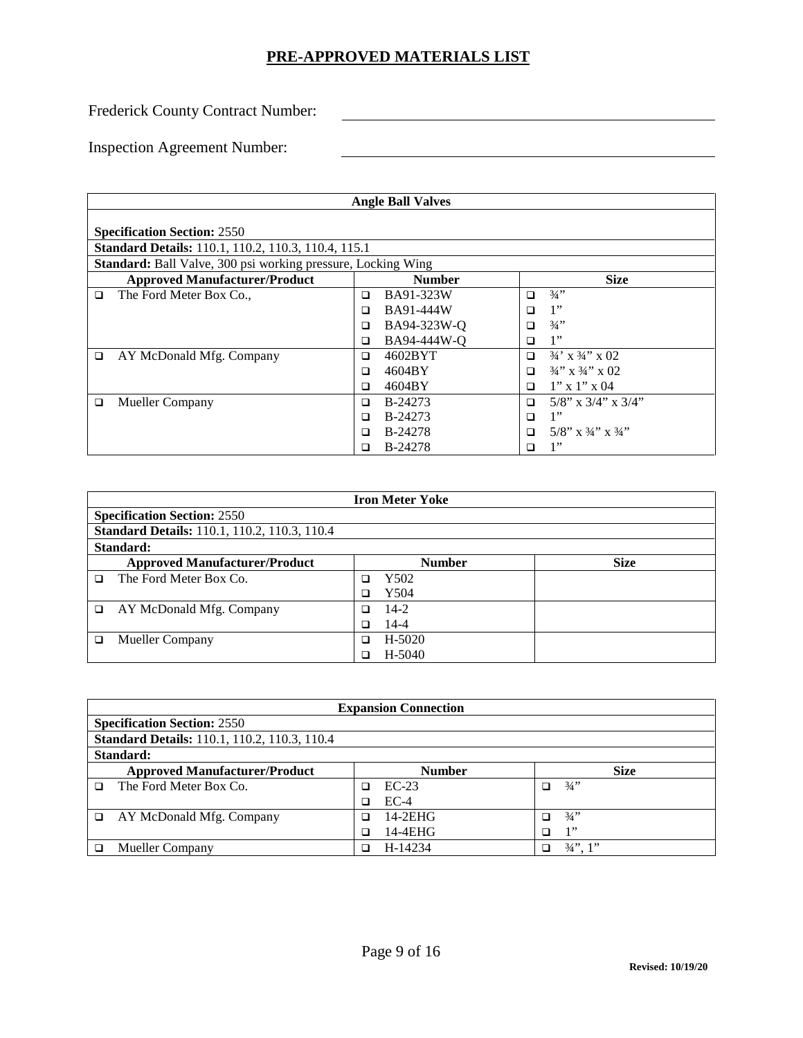# PRE-APPROVED MATERIALS LIST

Frederick County Contract Number: ____________________

Inspection Agreement Number: ____________________

| Angle Ball Valves | | |
|---|---|---|
| **Specification Section:** 2550 | | |
| **Standard Details:** 110.1, 110.2, 110.3, 110.4, 115.1 | | |
| **Standard:** Ball Valve, 300 psi working pressure, Locking Wing | | |
| **Approved Manufacturer/Product** | **Number** | **Size** |
| ❑ The Ford Meter Box Co., | ❑ BA91-323W | ❑ ¾” |
| | ❑ BA91-444W | ❑ 1” |
| | ❑ BA94-323W-Q | ❑ ¾” |
| | ❑ BA94-444W-Q | ❑ 1” |
| ❑ AY McDonald Mfg. Company | ❑ 4602BYT | ❑ ¾’ x ¾” x 02 |
| | ❑ 4604BY | ❑ ¾” x ¾” x 02 |
| | ❑ 4604BY | ❑ 1” x 1” x 04 |
| ❑ Mueller Company | ❑ B-24273 | ❑ 5/8” x 3/4” x 3/4” |
| | ❑ B-24273 | ❑ 1” |
| | ❑ B-24278 | ❑ 5/8” x ¾” x ¾” |
| | ❑ B-24278 | ❑ 1” |

| Iron Meter Yoke | | |
|---|---|---|
| **Specification Section:** 2550 | | |
| **Standard Details:** 110.1, 110.2, 110.3, 110.4 | | |
| **Standard:** | | |
| **Approved Manufacturer/Product** | **Number** | **Size** |
| ❑ The Ford Meter Box Co. | ❑ Y502 | |
| | ❑ Y504 | |
| ❑ AY McDonald Mfg. Company | ❑ 14-2 | |
| | ❑ 14-4 | |
| ❑ Mueller Company | ❑ H-5020 | |
| | ❑ H-5040 | |

| Expansion Connection | | |
|---|---|---|
| **Specification Section:** 2550 | | |
| **Standard Details:** 110.1, 110.2, 110.3, 110.4 | | |
| **Standard:** | | |
| **Approved Manufacturer/Product** | **Number** | **Size** |
| ❑ The Ford Meter Box Co. | ❑ EC-23 | ❑ ¾” |
| | ❑ EC-4 | |
| ❑ AY McDonald Mfg. Company | ❑ 14-2EHG | ❑ ¾” |
| | ❑ 14-4EHG | ❑ 1” |
| ❑ Mueller Company | ❑ H-14234 | ❑ ¾”, 1” |

**Revised: 10/19/20**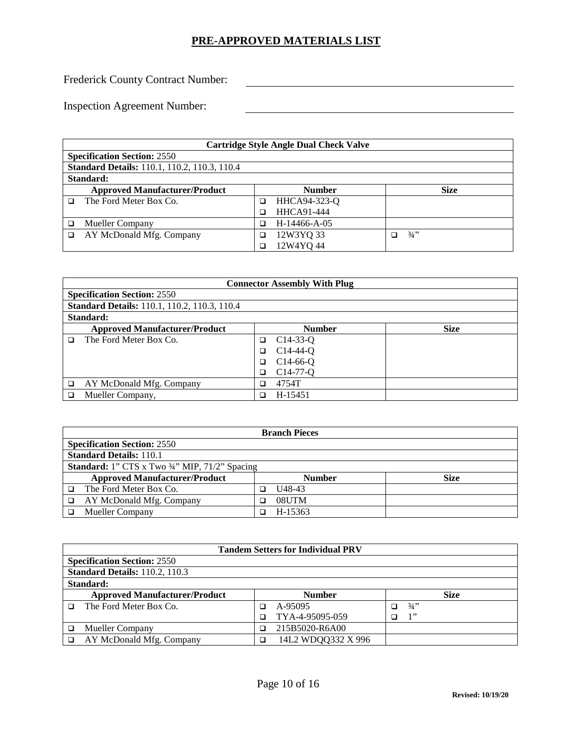# PRE-APPROVED MATERIALS LIST

Frederick County Contract Number: ______________________________

Inspection Agreement Number: ______________________________

| Cartridge Style Angle Dual Check Valve | | |
|---|---|---|
| **Specification Section:** 2550 | | |
| **Standard Details:** 110.1, 110.2, 110.3, 110.4 | | |
| **Standard:** | | |
| **Approved Manufacturer/Product** | **Number** | **Size** |
| ❑ The Ford Meter Box Co. | ❑ HHCA94-323-Q<br>❑ HHCA91-444 | |
| ❑ Mueller Company | ❑ H-14466-A-05 | |
| ❑ AY McDonald Mfg. Company | ❑ 12W3YQ 33<br>❑ 12W4YQ 44 | ❑ ¾" |

| Connector Assembly With Plug | | |
|---|---|---|
| **Specification Section:** 2550 | | |
| **Standard Details:** 110.1, 110.2, 110.3, 110.4 | | |
| **Standard:** | | |
| **Approved Manufacturer/Product** | **Number** | **Size** |
| ❑ The Ford Meter Box Co. | ❑ C14-33-Q<br>❑ C14-44-Q<br>❑ C14-66-Q<br>❑ C14-77-Q | |
| ❑ AY McDonald Mfg. Company | ❑ 4754T | |
| ❑ Mueller Company, | ❑ H-15451 | |

| Branch Pieces | | |
|---|---|---|
| **Specification Section:** 2550 | | |
| **Standard Details:** 110.1 | | |
| **Standard:** 1" CTS x Two ¾" MIP, 71/2" Spacing | | |
| **Approved Manufacturer/Product** | **Number** | **Size** |
| ❑ The Ford Meter Box Co. | ❑ U48-43 | |
| ❑ AY McDonald Mfg. Company | ❑ 08UTM | |
| ❑ Mueller Company | ❑ H-15363 | |

| Tandem Setters for Individual PRV | | |
|---|---|---|
| **Specification Section:** 2550 | | |
| **Standard Details:** 110.2, 110.3 | | |
| **Standard:** | | |
| **Approved Manufacturer/Product** | **Number** | **Size** |
| ❑ The Ford Meter Box Co. | ❑ A-95095<br>❑ TYA-4-95095-059 | ❑ ¾"<br>❑ 1" |
| ❑ Mueller Company | ❑ 215B5020-R6A00 | |
| ❑ AY McDonald Mfg. Company | ❑ 14L2 WDQQ332 X 996 | |

**Revised: 10/19/20**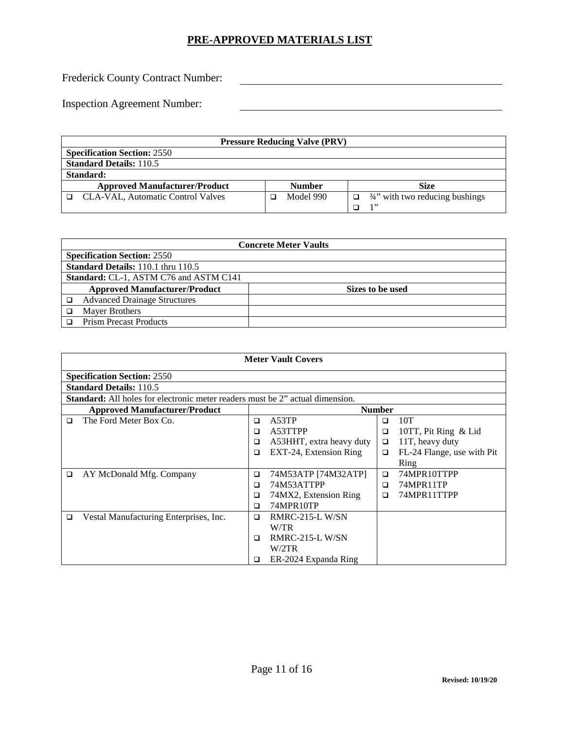# PRE-APPROVED MATERIALS LIST

Frederick County Contract Number: ______________________________

Inspection Agreement Number: ______________________________

| Pressure Reducing Valve (PRV) | | |
|---|---|---|
| **Specification Section:** 2550 | | |
| **Standard Details:** 110.5 | | |
| **Standard:** | | |
| **Approved Manufacturer/Product** | **Number** | **Size** |
| ❑ CLA-VAL, Automatic Control Valves | ❑ Model 990 | ❑ ¾" with two reducing bushings<br>❑ 1" |

| Concrete Meter Vaults | |
|---|---|
| **Specification Section:** 2550 | |
| **Standard Details:** 110.1 thru 110.5 | |
| **Standard:** CL-1, ASTM C76 and ASTM C141 | |
| **Approved Manufacturer/Product** | **Sizes to be used** |
| ❑ Advanced Drainage Structures | |
| ❑ Mayer Brothers | |
| ❑ Prism Precast Products | |

| Meter Vault Covers | | |
|---|---|---|
| **Specification Section:** 2550 | | |
| **Standard Details:** 110.5 | | |
| **Standard:** All holes for electronic meter readers must be 2" actual dimension. | | |
| **Approved Manufacturer/Product** | **Number** | |
| ❑ The Ford Meter Box Co. | ❑ A53TP<br>❑ A53TTPP<br>❑ A53HHT, extra heavy duty<br>❑ EXT-24, Extension Ring | ❑ 10T<br>❑ 10TT, Pit Ring & Lid<br>❑ 11T, heavy duty<br>❑ FL-24 Flange, use with Pit Ring |
| ❑ AY McDonald Mfg. Company | ❑ 74M53ATP [74M32ATP]<br>❑ 74M53ATTPP<br>❑ 74MX2, Extension Ring<br>❑ 74MPR10TP | ❑ 74MPR10TTPP<br>❑ 74MPR11TP<br>❑ 74MPR11TTPP |
| ❑ Vestal Manufacturing Enterprises, Inc. | ❑ RMRC-215-L W/SN W/TR<br>❑ RMRC-215-L W/SN W/2TR<br>❑ ER-2024 Expanda Ring | |

Revised: 10/19/20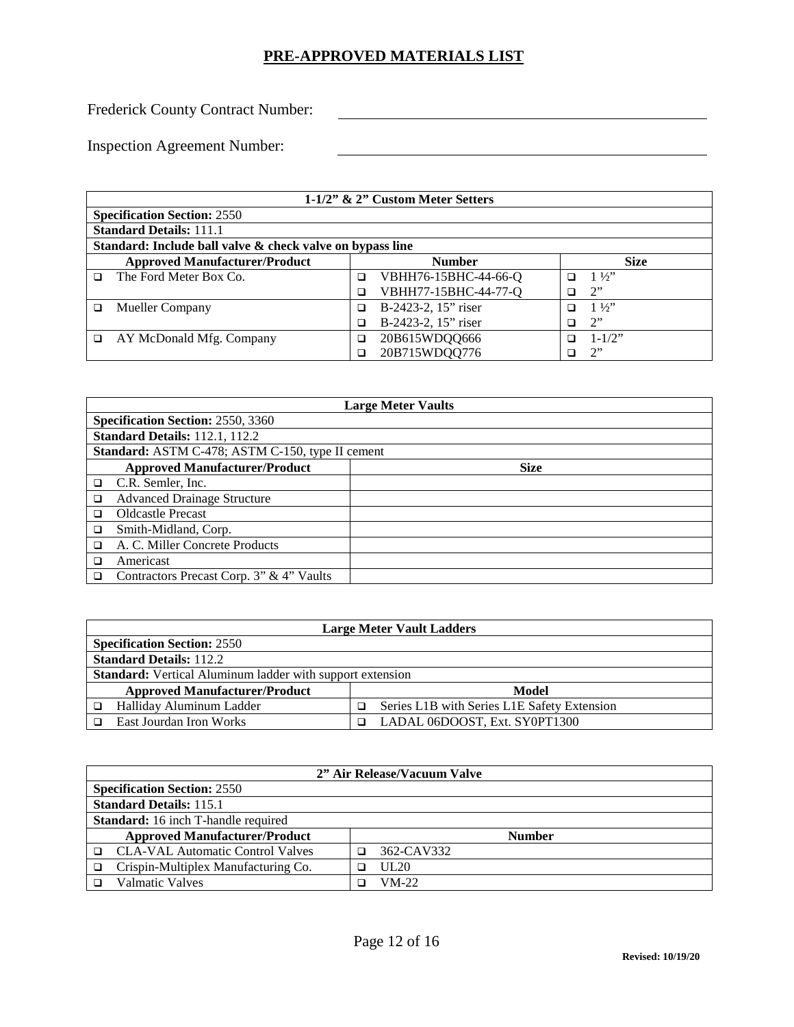# PRE-APPROVED MATERIALS LIST

Frederick County Contract Number: ______________________________

Inspection Agreement Number: ______________________________

| 1-1/2" & 2" Custom Meter Setters | | |
|---|---|---|
| **Specification Section:** 2550 | | |
| **Standard Details:** 111.1 | | |
| **Standard: Include ball valve & check valve on bypass line** | | |
| **Approved Manufacturer/Product** | **Number** | **Size** |
| ❑ The Ford Meter Box Co. | ❑ VBHH76-15BHC-44-66-Q | ❑ 1 ½" |
| | ❑ VBHH77-15BHC-44-77-Q | ❑ 2" |
| ❑ Mueller Company | ❑ B-2423-2, 15" riser | ❑ 1 ½" |
| | ❑ B-2423-2, 15" riser | ❑ 2" |
| ❑ AY McDonald Mfg. Company | ❑ 20B615WDQQ666 | ❑ 1-1/2" |
| | ❑ 20B715WDQQ776 | ❑ 2" |

| Large Meter Vaults | |
|---|---|
| **Specification Section:** 2550, 3360 | |
| **Standard Details:** 112.1, 112.2 | |
| **Standard:** ASTM C-478; ASTM C-150, type II cement | |
| **Approved Manufacturer/Product** | **Size** |
| ❑ C.R. Semler, Inc. | |
| ❑ Advanced Drainage Structure | |
| ❑ Oldcastle Precast | |
| ❑ Smith-Midland, Corp. | |
| ❑ A. C. Miller Concrete Products | |
| ❑ Americast | |
| ❑ Contractors Precast Corp. 3" & 4" Vaults | |

| Large Meter Vault Ladders | |
|---|---|
| **Specification Section:** 2550 | |
| **Standard Details:** 112.2 | |
| **Standard:** Vertical Aluminum ladder with support extension | |
| **Approved Manufacturer/Product** | **Model** |
| ❑ Halliday Aluminum Ladder | ❑ Series L1B with Series L1E Safety Extension |
| ❑ East Jourdan Iron Works | ❑ LADAL 06DOOST, Ext. SY0PT1300 |

| 2" Air Release/Vacuum Valve | |
|---|---|
| **Specification Section:** 2550 | |
| **Standard Details:** 115.1 | |
| **Standard:** 16 inch T-handle required | |
| **Approved Manufacturer/Product** | **Number** |
| ❑ CLA-VAL Automatic Control Valves | ❑ 362-CAV332 |
| ❑ Crispin-Multiplex Manufacturing Co. | ❑ UL20 |
| ❑ Valmatic Valves | ❑ VM-22 |

Revised: 10/19/20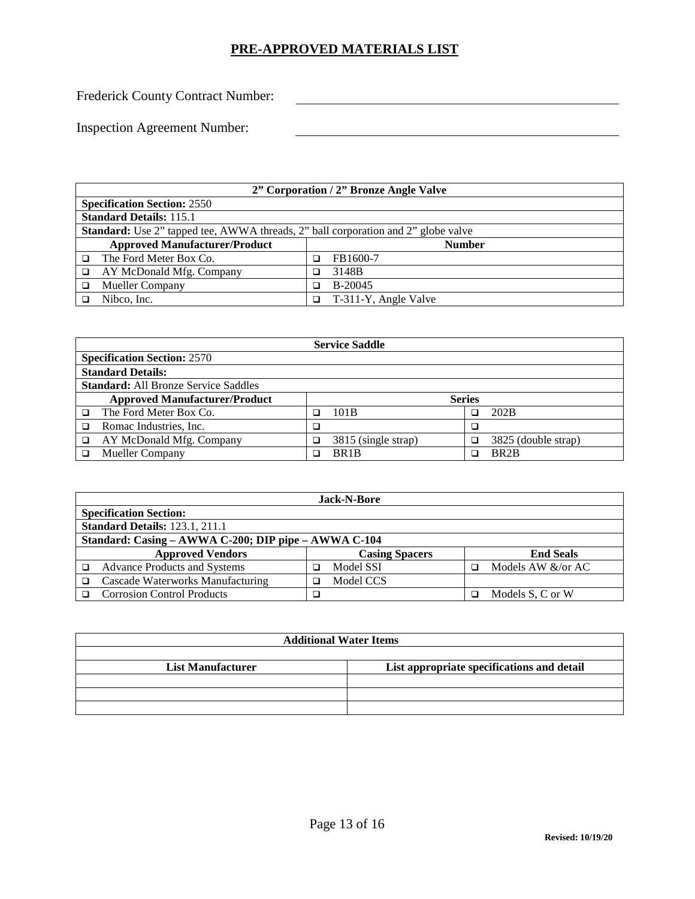# PRE-APPROVED MATERIALS LIST

Frederick County Contract Number: ______________________

Inspection Agreement Number: ______________________

| 2" Corporation / 2" Bronze Angle Valve | |
|---|---|
| **Specification Section:** 2550 | |
| **Standard Details:** 115.1 | |
| **Standard:** Use 2" tapped tee, AWWA threads, 2" ball corporation and 2" globe valve | |
| **Approved Manufacturer/Product** | **Number** |
| ❑ The Ford Meter Box Co. | ❑ FB1600-7 |
| ❑ AY McDonald Mfg. Company | ❑ 3148B |
| ❑ Mueller Company | ❑ B-20045 |
| ❑ Nibco, Inc. | ❑ T-311-Y, Angle Valve |

| Service Saddle | | |
|---|---|---|
| **Specification Section:** 2570 | | |
| **Standard Details:** | | |
| **Standard:** All Bronze Service Saddles | | |
| **Approved Manufacturer/Product** | **Series** | |
| ❑ The Ford Meter Box Co. | ❑ 101B | ❑ 202B |
| ❑ Romac Industries, Inc. | ❑ | ❑ |
| ❑ AY McDonald Mfg. Company | ❑ 3815 (single strap) | ❑ 3825 (double strap) |
| ❑ Mueller Company | ❑ BR1B | ❑ BR2B |

| Jack-N-Bore | | |
|---|---|---|
| **Specification Section:** | | |
| **Standard Details:** 123.1, 211.1 | | |
| **Standard: Casing – AWWA C-200; DIP pipe – AWWA C-104** | | |
| **Approved Vendors** | **Casing Spacers** | **End Seals** |
| ❑ Advance Products and Systems | ❑ Model SSI | ❑ Models AW &/or AC |
| ❑ Cascade Waterworks Manufacturing | ❑ Model CCS | |
| ❑ Corrosion Control Products | ❑ | ❑ Models S, C or W |

| Additional Water Items | |
|---|---|
| | |
| **List Manufacturer** | **List appropriate specifications and detail** |
| | |
| | |
| | |

Revised: 10/19/20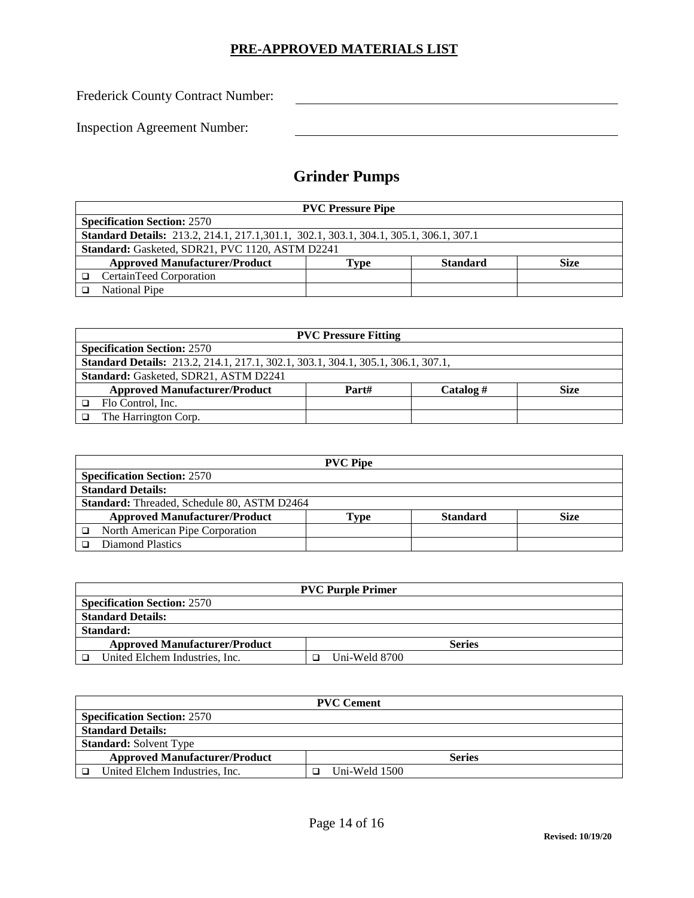# PRE-APPROVED MATERIALS LIST

Frederick County Contract Number: ______________________________

Inspection Agreement Number: ______________________________

## Grinder Pumps

| PVC Pressure Pipe | | | |
|---|---|---|---|
| **Specification Section:** 2570 | | | |
| **Standard Details:** 213.2, 214.1, 217.1,301.1, 302.1, 303.1, 304.1, 305.1, 306.1, 307.1 | | | |
| **Standard:** Gasketed, SDR21, PVC 1120, ASTM D2241 | | | |
| **Approved Manufacturer/Product** | **Type** | **Standard** | **Size** |
| ❑ CertainTeed Corporation | | | |
| ❑ National Pipe | | | |

| PVC Pressure Fitting | | | |
|---|---|---|---|
| **Specification Section:** 2570 | | | |
| **Standard Details:** 213.2, 214.1, 217.1, 302.1, 303.1, 304.1, 305.1, 306.1, 307.1, | | | |
| **Standard:** Gasketed, SDR21, ASTM D2241 | | | |
| **Approved Manufacturer/Product** | **Part#** | **Catalog #** | **Size** |
| ❑ Flo Control, Inc. | | | |
| ❑ The Harrington Corp. | | | |

| PVC Pipe | | | |
|---|---|---|---|
| **Specification Section:** 2570 | | | |
| **Standard Details:** | | | |
| **Standard:** Threaded, Schedule 80, ASTM D2464 | | | |
| **Approved Manufacturer/Product** | **Type** | **Standard** | **Size** |
| ❑ North American Pipe Corporation | | | |
| ❑ Diamond Plastics | | | |

| PVC Purple Primer | |
|---|---|
| **Specification Section:** 2570 | |
| **Standard Details:** | |
| **Standard:** | |
| **Approved Manufacturer/Product** | **Series** |
| ❑ United Elchem Industries, Inc. | ❑ Uni-Weld 8700 |

| PVC Cement | |
|---|---|
| **Specification Section:** 2570 | |
| **Standard Details:** | |
| **Standard:** Solvent Type | |
| **Approved Manufacturer/Product** | **Series** |
| ❑ United Elchem Industries, Inc. | ❑ Uni-Weld 1500 |

**Revised: 10/19/20**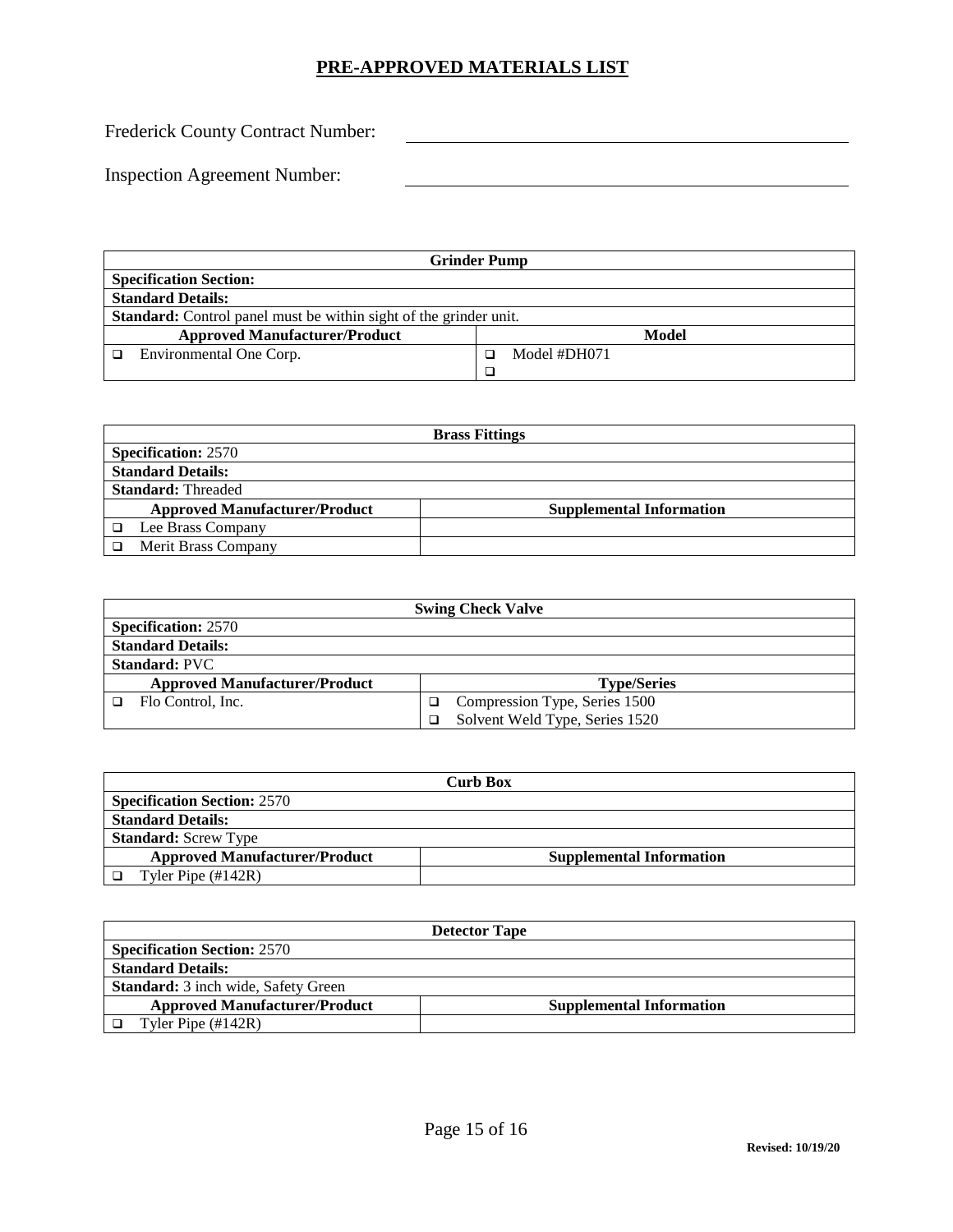# PRE-APPROVED MATERIALS LIST

Frederick County Contract Number: ______________________

Inspection Agreement Number: ______________________

| Grinder Pump | |
|---|---|
| **Specification Section:** | |
| **Standard Details:** | |
| **Standard:** Control panel must be within sight of the grinder unit. | |
| **Approved Manufacturer/Product** | **Model** |
| ❑ Environmental One Corp. | ❑ Model #DH071<br>❑ |

| Brass Fittings | |
|---|---|
| **Specification:** 2570 | |
| **Standard Details:** | |
| **Standard:** Threaded | |
| **Approved Manufacturer/Product** | **Supplemental Information** |
| ❑ Lee Brass Company | |
| ❑ Merit Brass Company | |

| Swing Check Valve | |
|---|---|
| **Specification:** 2570 | |
| **Standard Details:** | |
| **Standard:** PVC | |
| **Approved Manufacturer/Product** | **Type/Series** |
| ❑ Flo Control, Inc. | ❑ Compression Type, Series 1500<br>❑ Solvent Weld Type, Series 1520 |

| Curb Box | |
|---|---|
| **Specification Section:** 2570 | |
| **Standard Details:** | |
| **Standard:** Screw Type | |
| **Approved Manufacturer/Product** | **Supplemental Information** |
| ❑ Tyler Pipe (#142R) | |

| Detector Tape | |
|---|---|
| **Specification Section:** 2570 | |
| **Standard Details:** | |
| **Standard:** 3 inch wide, Safety Green | |
| **Approved Manufacturer/Product** | **Supplemental Information** |
| ❑ Tyler Pipe (#142R) | |

**Revised: 10/19/20**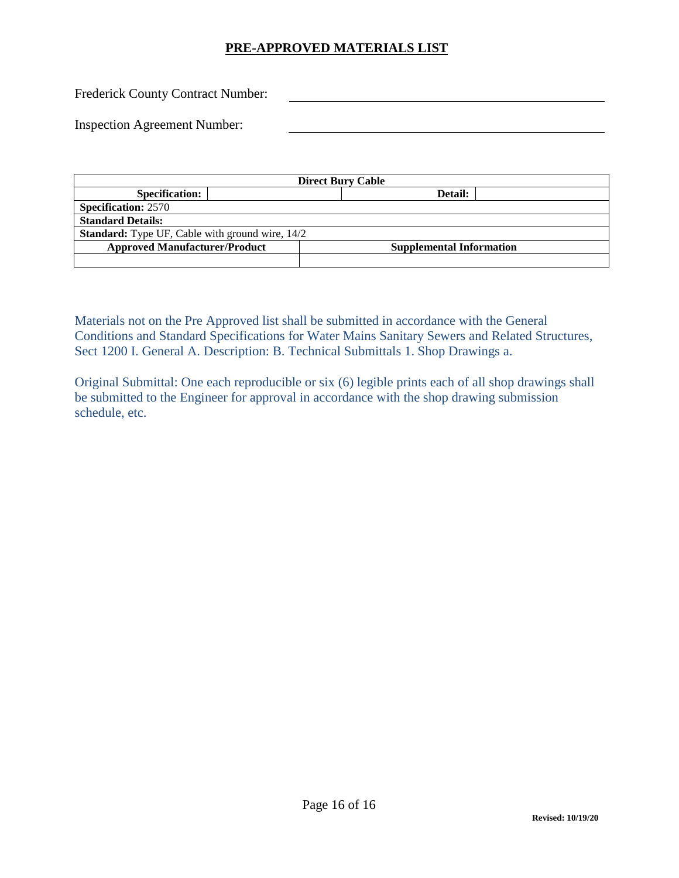# PRE-APPROVED MATERIALS LIST

Frederick County Contract Number: ______________________________

Inspection Agreement Number: ______________________________

| Direct Bury Cable | | | |
|---|---|---|---|
| **Specification:** | | **Detail:** | |
| **Specification:** 2570 | | | |
| **Standard Details:** | | | |
| **Standard:** Type UF, Cable with ground wire, 14/2 | | | |
| **Approved Manufacturer/Product** | | **Supplemental Information** | |
| | | | |

Materials not on the Pre Approved list shall be submitted in accordance with the General Conditions and Standard Specifications for Water Mains Sanitary Sewers and Related Structures, Sect 1200 I. General A. Description: B. Technical Submittals 1. Shop Drawings a.

Original Submittal: One each reproducible or six (6) legible prints each of all shop drawings shall be submitted to the Engineer for approval in accordance with the shop drawing submission schedule, etc.

**Revised: 10/19/20**